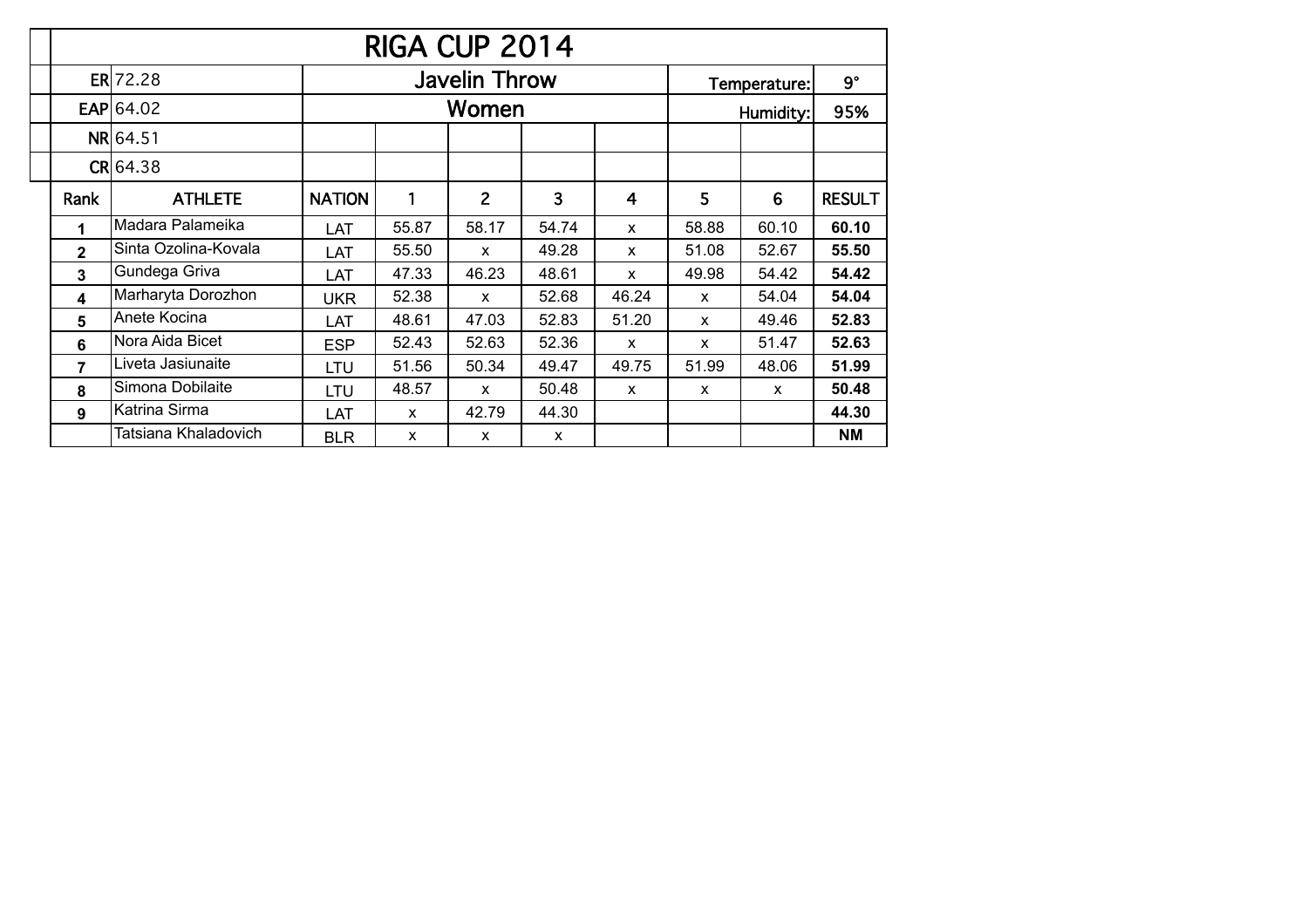# RIGA CUP 2014

| | | Javelin Throw | | | | | | | |
|---|---|---|---|---|---|---|---|---|---|
| **ER** | 72.28 | Javelin Throw | | | | | Temperature: | | 9° |
| **EAP** | 64.02 | Women | | | | | Humidity: | | 95% |
| **NR** | 64.51 | | | | | | | | |
| **CR** | 64.38 | | | | | | | | |

| Rank | ATHLETE | NATION | 1 | 2 | 3 | 4 | 5 | 6 | RESULT |
|---|---|---|---|---|---|---|---|---|---|
| **1** | Madara Palameika | LAT | 55.87 | 58.17 | 54.74 | x | 58.88 | 60.10 | **60.10** |
| **2** | Sinta Ozolina-Kovala | LAT | 55.50 | x | 49.28 | x | 51.08 | 52.67 | **55.50** |
| **3** | Gundega Griva | LAT | 47.33 | 46.23 | 48.61 | x | 49.98 | 54.42 | **54.42** |
| **4** | Marharyta Dorozhon | UKR | 52.38 | x | 52.68 | 46.24 | x | 54.04 | **54.04** |
| **5** | Anete Kocina | LAT | 48.61 | 47.03 | 52.83 | 51.20 | x | 49.46 | **52.83** |
| **6** | Nora Aida Bicet | ESP | 52.43 | 52.63 | 52.36 | x | x | 51.47 | **52.63** |
| **7** | Liveta Jasiunaite | LTU | 51.56 | 50.34 | 49.47 | 49.75 | 51.99 | 48.06 | **51.99** |
| **8** | Simona Dobilaite | LTU | 48.57 | x | 50.48 | x | x | x | **50.48** |
| **9** | Katrina Sirma | LAT | x | 42.79 | 44.30 | | | | **44.30** |
| | Tatsiana Khaladovich | BLR | x | x | x | | | | **NM** |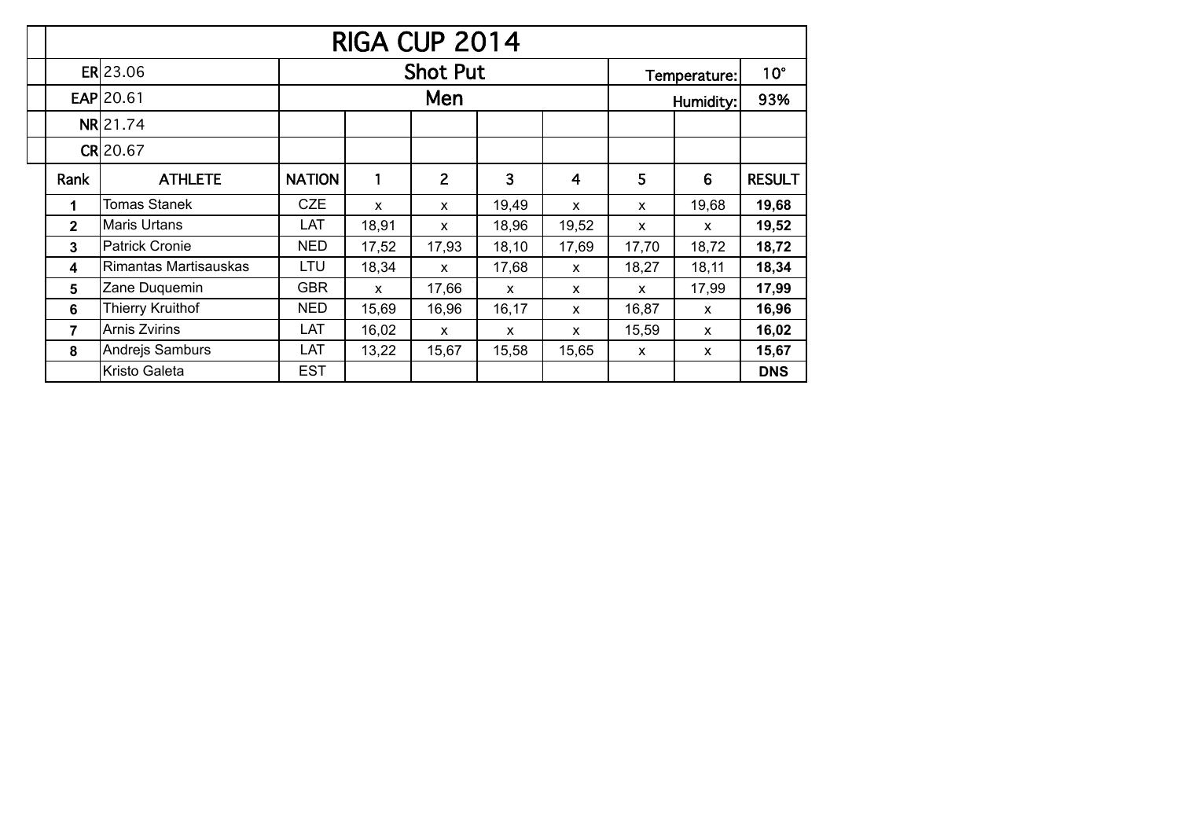# RIGA CUP 2014

| | | | | | | | | | |
|---|---|---|---|---|---|---|---|---|---|
| **ER** | 23.06 | **Shot Put** | | | | | **Temperature:** | | **10°** |
| **EAP** | 20.61 | **Men** | | | | | **Humidity:** | | **93%** |
| **NR** | 21.74 | | | | | | | | |
| **CR** | 20.67 | | | | | | | | |

| Rank | ATHLETE | NATION | 1 | 2 | 3 | 4 | 5 | 6 | RESULT |
|---|---|---|---|---|---|---|---|---|---|
| **1** | Tomas Stanek | CZE | x | x | 19,49 | x | x | 19,68 | **19,68** |
| **2** | Maris Urtans | LAT | 18,91 | x | 18,96 | 19,52 | x | x | **19,52** |
| **3** | Patrick Cronie | NED | 17,52 | 17,93 | 18,10 | 17,69 | 17,70 | 18,72 | **18,72** |
| **4** | Rimantas Martisauskas | LTU | 18,34 | x | 17,68 | x | 18,27 | 18,11 | **18,34** |
| **5** | Zane Duquemin | GBR | x | 17,66 | x | x | x | 17,99 | **17,99** |
| **6** | Thierry Kruithof | NED | 15,69 | 16,96 | 16,17 | x | 16,87 | x | **16,96** |
| **7** | Arnis Zvirins | LAT | 16,02 | x | x | x | 15,59 | x | **16,02** |
| **8** | Andrejs Samburs | LAT | 13,22 | 15,67 | 15,58 | 15,65 | x | x | **15,67** |
| | Kristo Galeta | EST | | | | | | | **DNS** |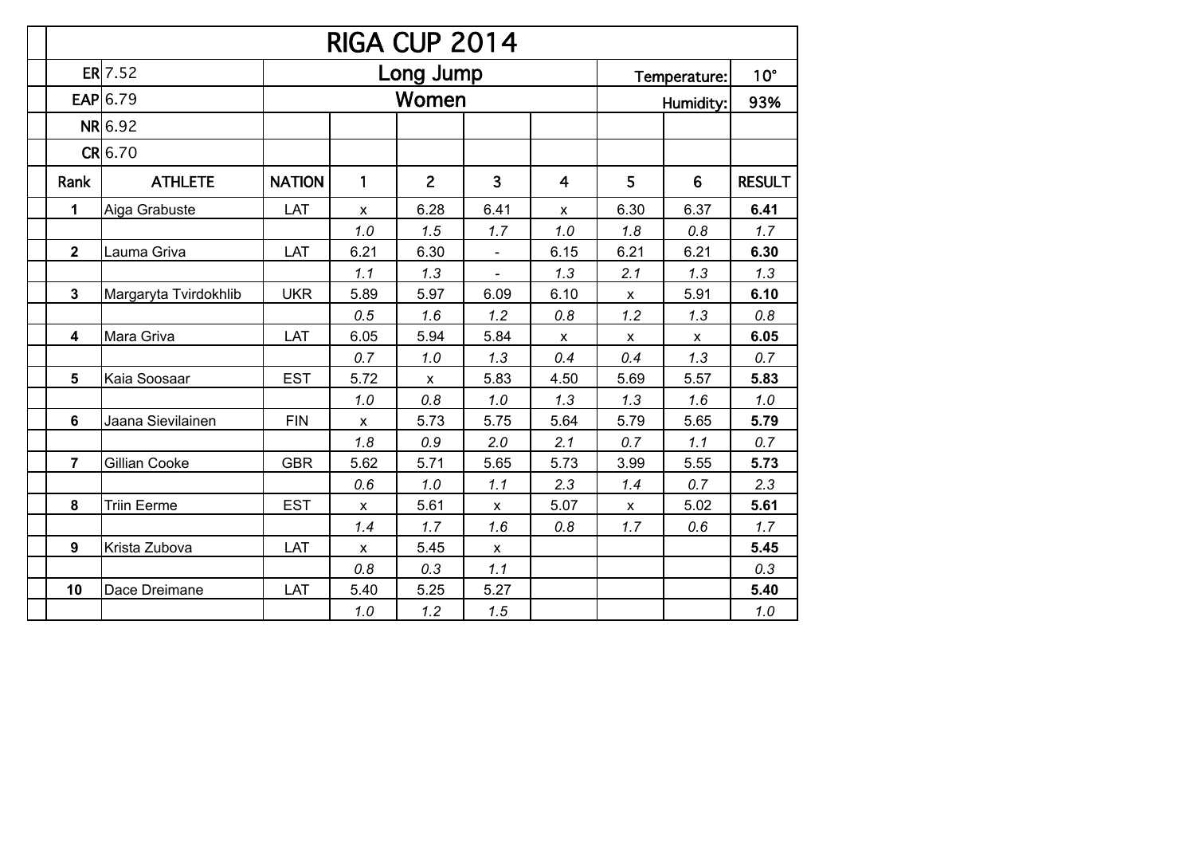# RIGA CUP 2014

## Long Jump

## Women

| | | | | | | | | | |
|---|---|---|---|---|---|---|---|---|---|
| ER | 7.52 | | | | | | Temperature: | | 10° |
| EAP | 6.79 | | | | | | Humidity: | | 93% |
| NR | 6.92 | | | | | | | | |
| CR | 6.70 | | | | | | | | |

| Rank | ATHLETE | NATION | 1 | 2 | 3 | 4 | 5 | 6 | RESULT |
|---|---|---|---|---|---|---|---|---|---|
| 1 | Aiga Grabuste | LAT | x | 6.28 | 6.41 | x | 6.30 | 6.37 | **6.41** |
| | | | *1.0* | *1.5* | *1.7* | *1.0* | *1.8* | *0.8* | *1.7* |
| 2 | Lauma Griva | LAT | 6.21 | 6.30 | - | 6.15 | 6.21 | 6.21 | **6.30** |
| | | | *1.1* | *1.3* | - | *1.3* | *2.1* | *1.3* | *1.3* |
| 3 | Margaryta Tvirdokhlib | UKR | 5.89 | 5.97 | 6.09 | 6.10 | x | 5.91 | **6.10** |
| | | | *0.5* | *1.6* | *1.2* | *0.8* | *1.2* | *1.3* | *0.8* |
| 4 | Mara Griva | LAT | 6.05 | 5.94 | 5.84 | x | x | x | **6.05** |
| | | | *0.7* | *1.0* | *1.3* | *0.4* | *0.4* | *1.3* | *0.7* |
| 5 | Kaia Soosaar | EST | 5.72 | x | 5.83 | 4.50 | 5.69 | 5.57 | **5.83** |
| | | | *1.0* | *0.8* | *1.0* | *1.3* | *1.3* | *1.6* | *1.0* |
| 6 | Jaana Sievilainen | FIN | x | 5.73 | 5.75 | 5.64 | 5.79 | 5.65 | **5.79** |
| | | | *1.8* | *0.9* | *2.0* | *2.1* | *0.7* | *1.1* | *0.7* |
| 7 | Gillian Cooke | GBR | 5.62 | 5.71 | 5.65 | 5.73 | 3.99 | 5.55 | **5.73** |
| | | | *0.6* | *1.0* | *1.1* | *2.3* | *1.4* | *0.7* | *2.3* |
| 8 | Triin Eerme | EST | x | 5.61 | x | 5.07 | x | 5.02 | **5.61** |
| | | | *1.4* | *1.7* | *1.6* | *0.8* | *1.7* | *0.6* | *1.7* |
| 9 | Krista Zubova | LAT | x | 5.45 | x | | | | **5.45** |
| | | | *0.8* | *0.3* | *1.1* | | | | *0.3* |
| 10 | Dace Dreimane | LAT | 5.40 | 5.25 | 5.27 | | | | **5.40** |
| | | | *1.0* | *1.2* | *1.5* | | | | *1.0* |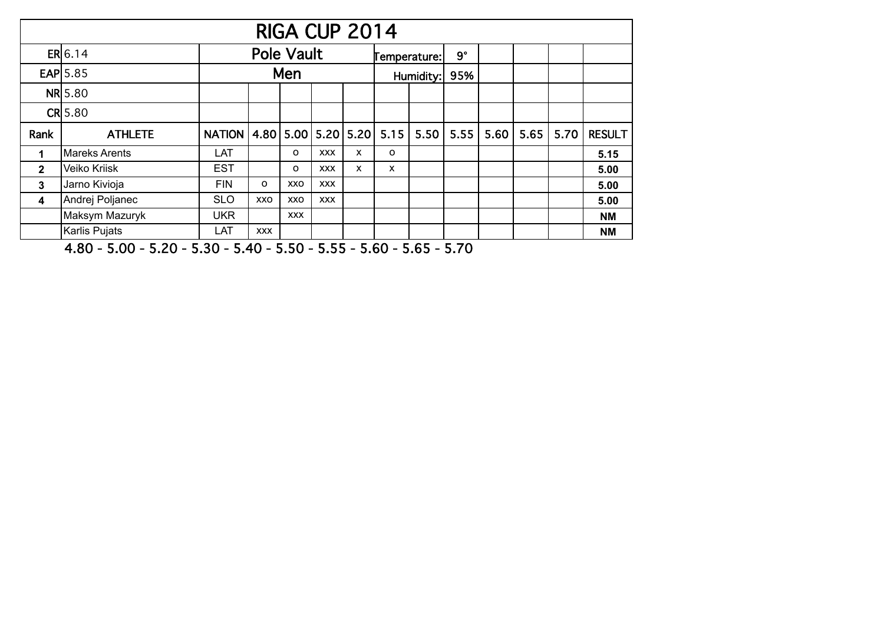# RIGA CUP 2014

| | | | | | | | | | | | | | |
|---|---|---|---|---|---|---|---|---|---|---|---|---|---|
| ER | 6.14 | Pole Vault | | | | | Temperature: | | 9° | | | | |
| EAP | 5.85 | Men | | | | | Humidity: | | 95% | | | | |
| NR | 5.80 | | | | | | | | | | | | |
| CR | 5.80 | | | | | | | | | | | | |
| **Rank** | **ATHLETE** | **NATION** | **4.80** | **5.00** | **5.20** | **5.20** | **5.15** | **5.50** | **5.55** | **5.60** | **5.65** | **5.70** | **RESULT** |
| **1** | Mareks Arents | LAT | | o | xxx | x | o | | | | | | **5.15** |
| **2** | Veiko Kriisk | EST | | o | xxx | x | x | | | | | | **5.00** |
| **3** | Jarno Kivioja | FIN | o | xxo | xxx | | | | | | | | **5.00** |
| **4** | Andrej Poljanec | SLO | xxo | xxo | xxx | | | | | | | | **5.00** |
| | Maksym Mazuryk | UKR | | xxx | | | | | | | | | **NM** |
| | Karlis Pujats | LAT | xxx | | | | | | | | | | **NM** |

4.80 - 5.00 - 5.20 - 5.30 - 5.40 - 5.50 - 5.55 - 5.60 - 5.65 - 5.70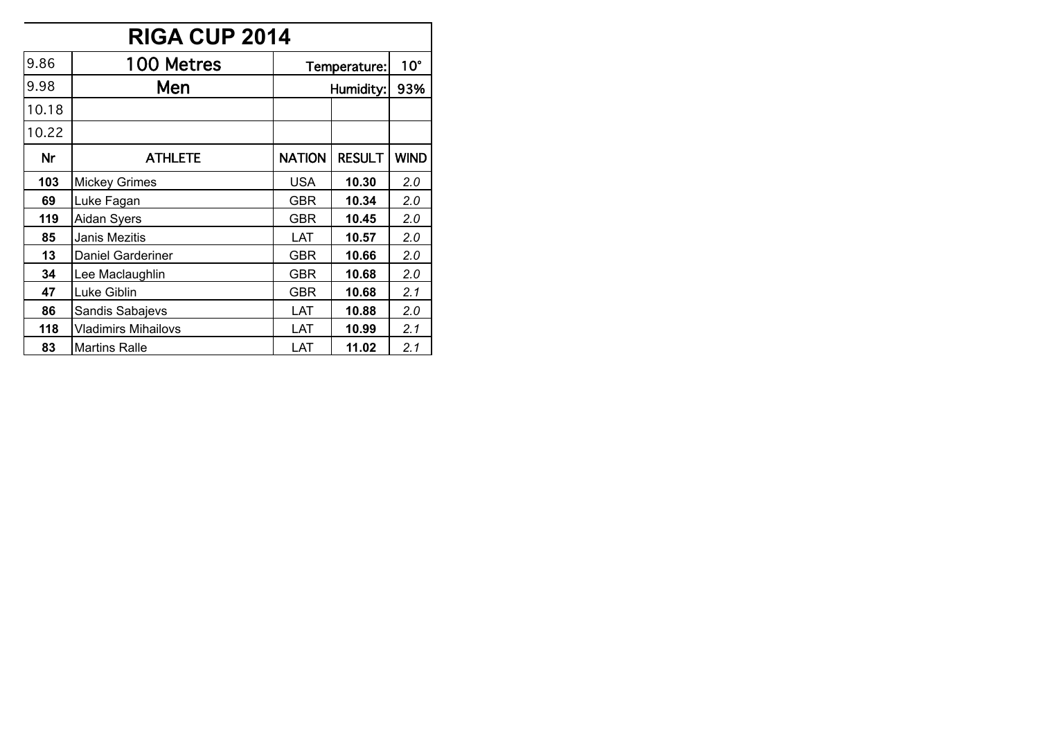# RIGA CUP 2014

| 9.86 | 100 Metres | Temperature: | | 10° |
|---|---|---|---|---|
| 9.98 | Men | Humidity: | | 93% |
| 10.18 | | | | |
| 10.22 | | | | |
| **Nr** | **ATHLETE** | **NATION** | **RESULT** | **WIND** |
| **103** | Mickey Grimes | USA | **10.30** | *2.0* |
| **69** | Luke Fagan | GBR | **10.34** | *2.0* |
| **119** | Aidan Syers | GBR | **10.45** | *2.0* |
| **85** | Janis Mezitis | LAT | **10.57** | *2.0* |
| **13** | Daniel Garderiner | GBR | **10.66** | *2.0* |
| **34** | Lee Maclaughlin | GBR | **10.68** | *2.0* |
| **47** | Luke Giblin | GBR | **10.68** | *2.1* |
| **86** | Sandis Sabajevs | LAT | **10.88** | *2.0* |
| **118** | Vladimirs Mihailovs | LAT | **10.99** | *2.1* |
| **83** | Martins Ralle | LAT | **11.02** | *2.1* |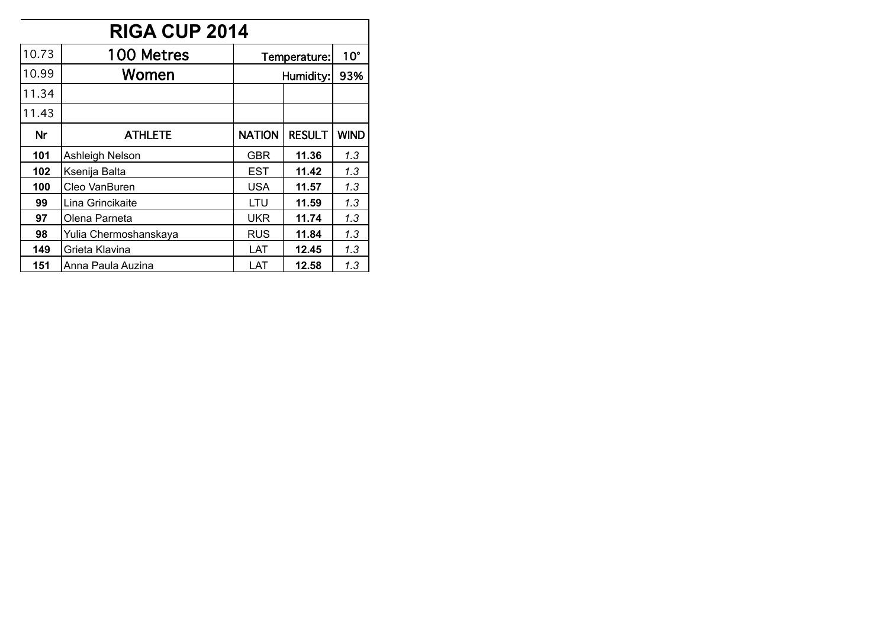# RIGA CUP 2014

| 10.73 | 100 Metres | Temperature: | | 10° |
|---|---|---|---|---|
| 10.99 | Women | Humidity: | | 93% |
| 11.34 | | | | |
| 11.43 | | | | |
| **Nr** | **ATHLETE** | **NATION** | **RESULT** | **WIND** |
| **101** | Ashleigh Nelson | GBR | **11.36** | *1.3* |
| **102** | Ksenija Balta | EST | **11.42** | *1.3* |
| **100** | Cleo VanBuren | USA | **11.57** | *1.3* |
| **99** | Lina Grincikaite | LTU | **11.59** | *1.3* |
| **97** | Olena Parneta | UKR | **11.74** | *1.3* |
| **98** | Yulia Chermoshanskaya | RUS | **11.84** | *1.3* |
| **149** | Grieta Klavina | LAT | **12.45** | *1.3* |
| **151** | Anna Paula Auzina | LAT | **12.58** | *1.3* |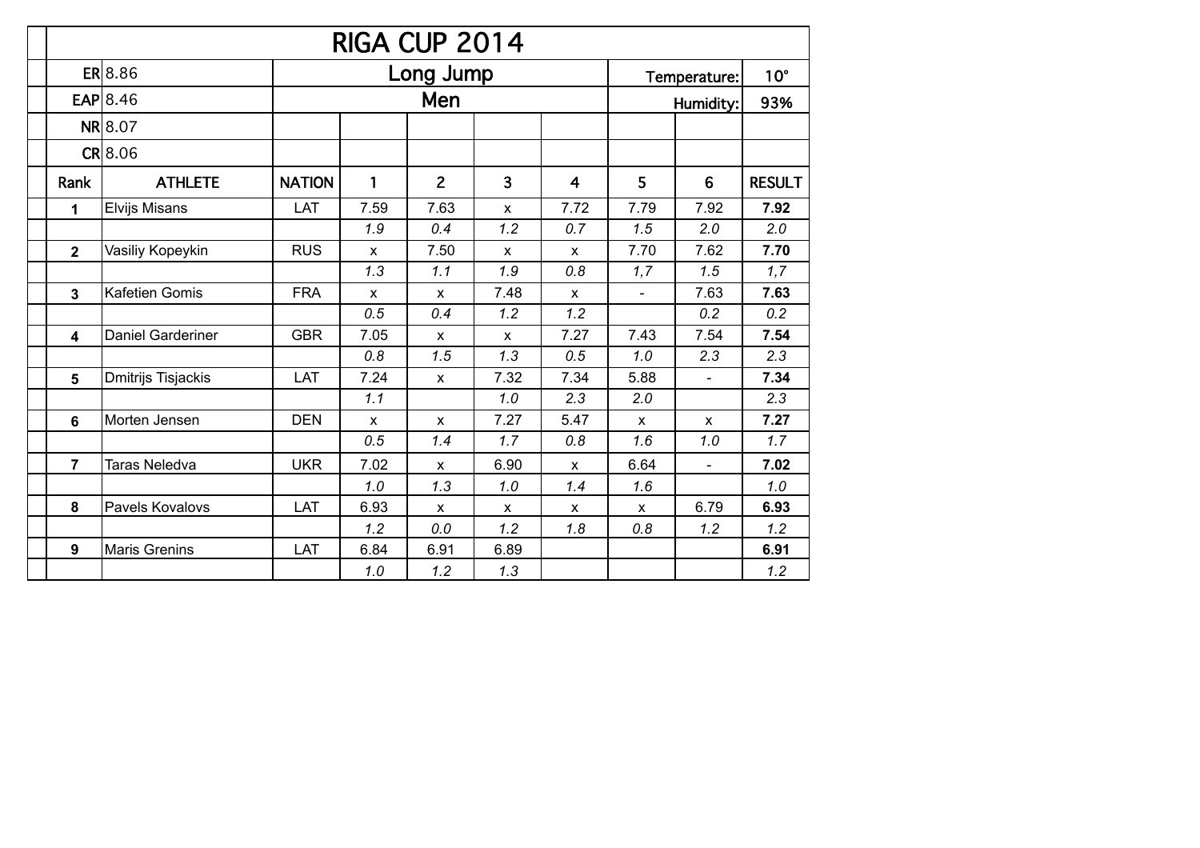# RIGA CUP 2014

| | | Long Jump | | | | | Temperature: | | 10° |
|---|---|---|---|---|---|---|---|---|---|
| **ER** | 8.86 | | | | | | | | |
| **EAP** | 8.46 | Men | | | | | Humidity: | | 93% |
| **NR** | 8.07 | | | | | | | | |
| **CR** | 8.06 | | | | | | | | |
| **Rank** | **ATHLETE** | **NATION** | **1** | **2** | **3** | **4** | **5** | **6** | **RESULT** |
| **1** | Elvijs Misans | LAT | 7.59 | 7.63 | x | 7.72 | 7.79 | 7.92 | **7.92** |
| | | | *1.9* | *0.4* | *1.2* | *0.7* | *1.5* | *2.0* | *2.0* |
| **2** | Vasiliy Kopeykin | RUS | x | 7.50 | x | x | 7.70 | 7.62 | **7.70** |
| | | | *1.3* | *1.1* | *1.9* | *0.8* | *1,7* | *1.5* | *1,7* |
| **3** | Kafetien Gomis | FRA | x | x | 7.48 | x | - | 7.63 | **7.63** |
| | | | *0.5* | *0.4* | *1.2* | *1.2* | | *0.2* | *0.2* |
| **4** | Daniel Garderiner | GBR | 7.05 | x | x | 7.27 | 7.43 | 7.54 | **7.54** |
| | | | *0.8* | *1.5* | *1.3* | *0.5* | *1.0* | *2.3* | *2.3* |
| **5** | Dmitrijs Tisjackis | LAT | 7.24 | x | 7.32 | 7.34 | 5.88 | - | **7.34** |
| | | | *1.1* | | *1.0* | *2.3* | *2.0* | | *2.3* |
| **6** | Morten Jensen | DEN | x | x | 7.27 | 5.47 | x | x | **7.27** |
| | | | *0.5* | *1.4* | *1.7* | *0.8* | *1.6* | *1.0* | *1.7* |
| **7** | Taras Neledva | UKR | 7.02 | x | 6.90 | x | 6.64 | - | **7.02** |
| | | | *1.0* | *1.3* | *1.0* | *1.4* | *1.6* | | *1.0* |
| **8** | Pavels Kovalovs | LAT | 6.93 | x | x | x | x | 6.79 | **6.93** |
| | | | *1.2* | *0.0* | *1.2* | *1.8* | *0.8* | *1.2* | *1.2* |
| **9** | Maris Grenins | LAT | 6.84 | 6.91 | 6.89 | | | | **6.91** |
| | | | *1.0* | *1.2* | *1.3* | | | | *1.2* |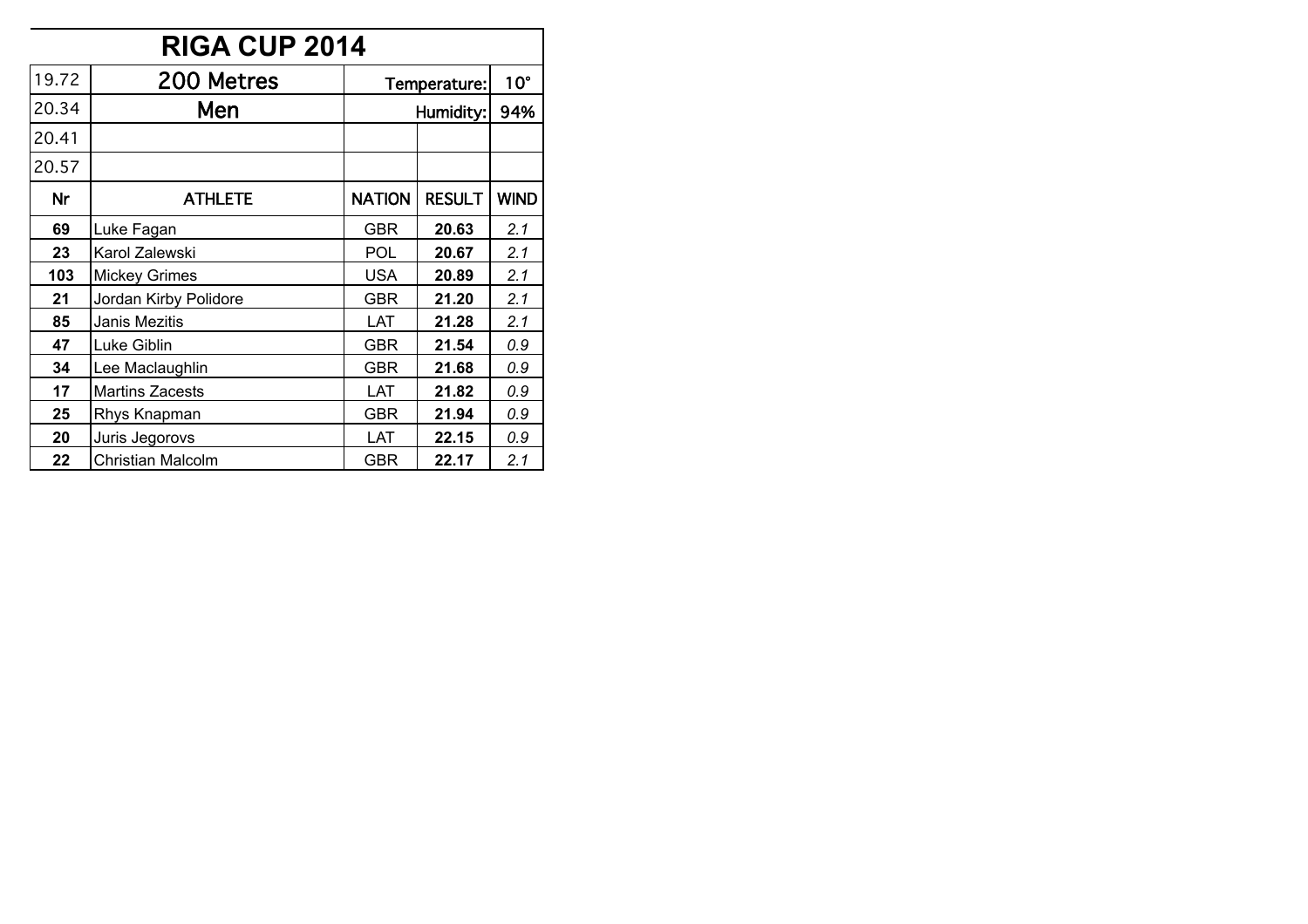# RIGA CUP 2014

| 19.72 | 200 Metres | Temperature: | | 10° |
|---|---|---|---|---|
| 20.34 | Men | Humidity: | | 94% |
| 20.41 | | | | |
| 20.57 | | | | |
| **Nr** | **ATHLETE** | **NATION** | **RESULT** | **WIND** |
| **69** | Luke Fagan | GBR | **20.63** | *2.1* |
| **23** | Karol Zalewski | POL | **20.67** | *2.1* |
| **103** | Mickey Grimes | USA | **20.89** | *2.1* |
| **21** | Jordan Kirby Polidore | GBR | **21.20** | *2.1* |
| **85** | Janis Mezitis | LAT | **21.28** | *2.1* |
| **47** | Luke Giblin | GBR | **21.54** | *0.9* |
| **34** | Lee Maclaughlin | GBR | **21.68** | *0.9* |
| **17** | Martins Zacests | LAT | **21.82** | *0.9* |
| **25** | Rhys Knapman | GBR | **21.94** | *0.9* |
| **20** | Juris Jegorovs | LAT | **22.15** | *0.9* |
| **22** | Christian Malcolm | GBR | **22.17** | *2.1* |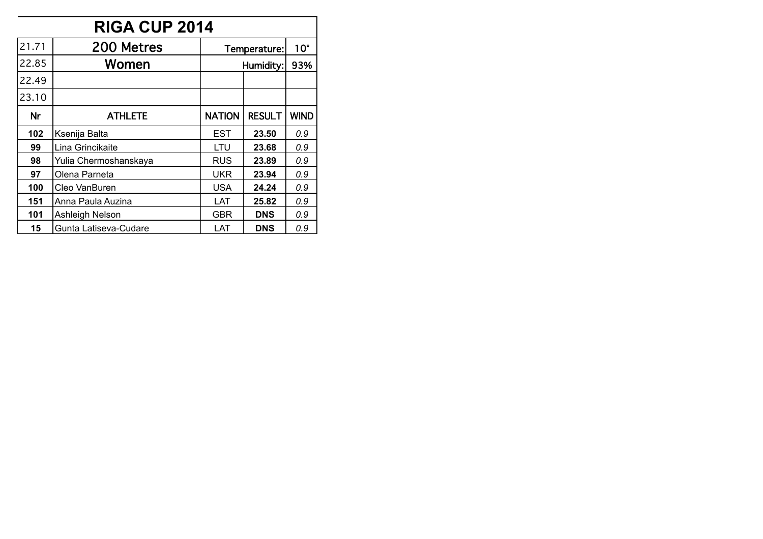# RIGA CUP 2014

| 21.71 | 200 Metres | Temperature: | | 10° |
|---|---|---|---|---|
| 22.85 | Women | Humidity: | | 93% |
| 22.49 | | | | |
| 23.10 | | | | |
| **Nr** | **ATHLETE** | **NATION** | **RESULT** | **WIND** |
| **102** | Ksenija Balta | EST | **23.50** | *0.9* |
| **99** | Lina Grincikaite | LTU | **23.68** | *0.9* |
| **98** | Yulia Chermoshanskaya | RUS | **23.89** | *0.9* |
| **97** | Olena Parneta | UKR | **23.94** | *0.9* |
| **100** | Cleo VanBuren | USA | **24.24** | *0.9* |
| **151** | Anna Paula Auzina | LAT | **25.82** | *0.9* |
| **101** | Ashleigh Nelson | GBR | **DNS** | *0.9* |
| **15** | Gunta Latiseva-Cudare | LAT | **DNS** | *0.9* |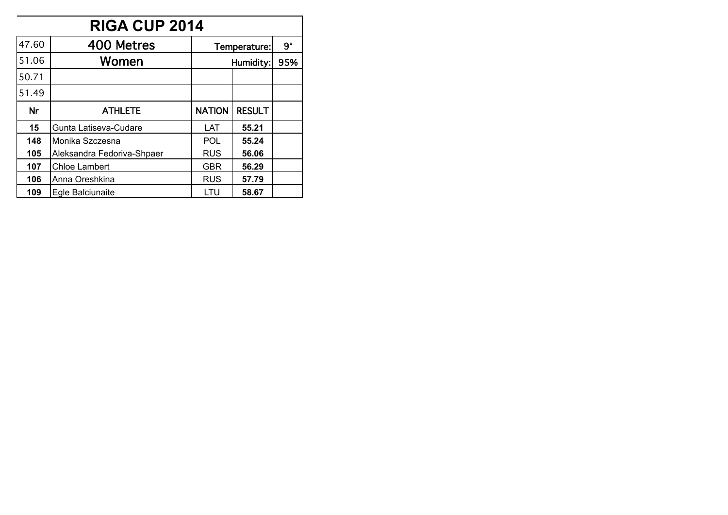# RIGA CUP 2014

| 47.60 | 400 Metres | Temperature: | | 9° |
|---|---|---|---|---|
| 51.06 | Women | Humidity: | | 95% |
| 50.71 | | | | |
| 51.49 | | | | |
| **Nr** | **ATHLETE** | **NATION** | **RESULT** | |
| **15** | Gunta Latiseva-Cudare | LAT | **55.21** | |
| **148** | Monika Szczesna | POL | **55.24** | |
| **105** | Aleksandra Fedoriva-Shpaer | RUS | **56.06** | |
| **107** | Chloe Lambert | GBR | **56.29** | |
| **106** | Anna Oreshkina | RUS | **57.79** | |
| **109** | Egle Balciunaite | LTU | **58.67** | |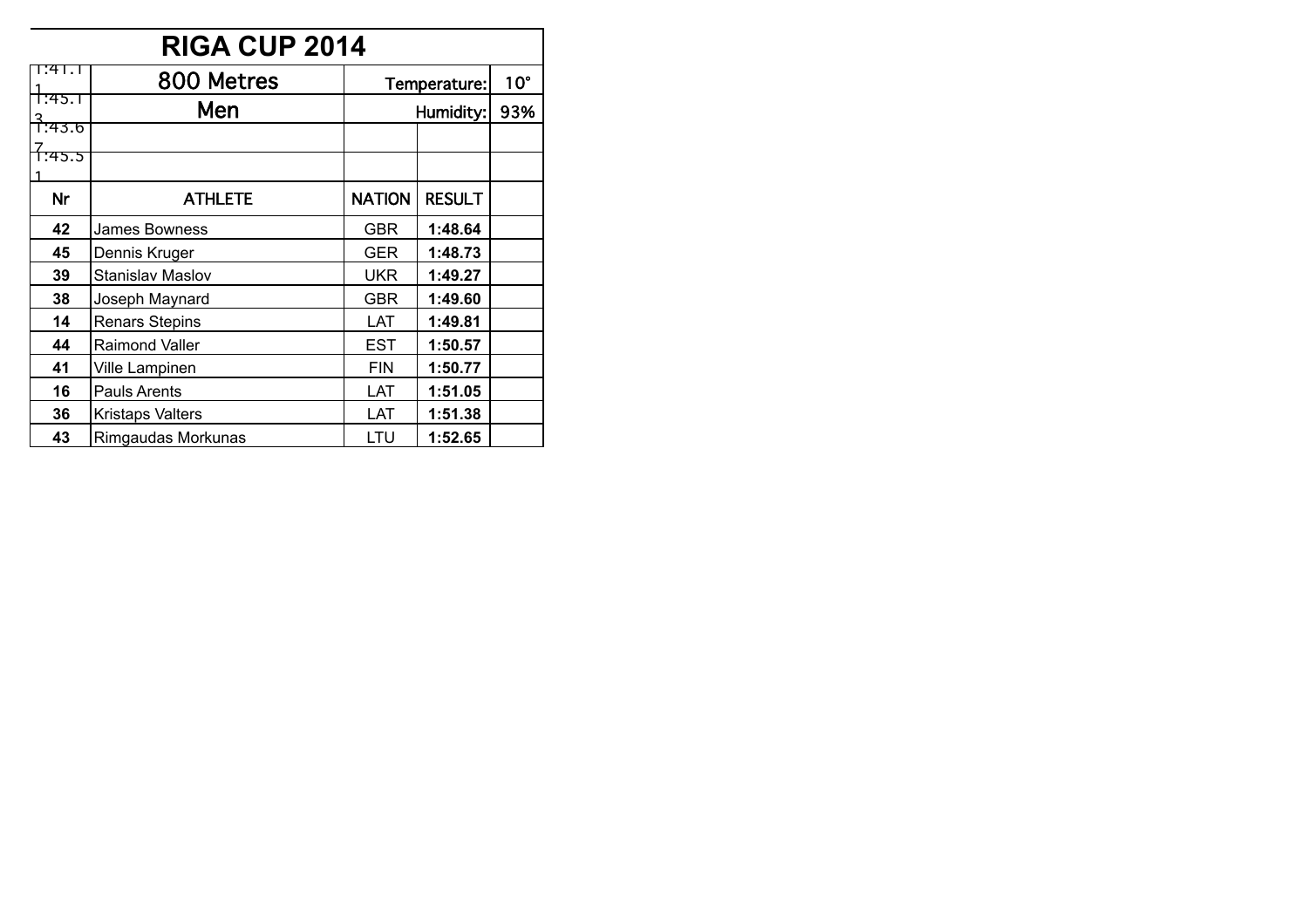# RIGA CUP 2014

| 1:41.11 | 800 Metres | Temperature: | | 10° |
|---|---|---|---|---|
| 1:45.13 | Men | Humidity: | | 93% |
| 1:43.67 | | | | |
| 1:45.51 | | | | |
| **Nr** | **ATHLETE** | **NATION** | **RESULT** | |
| **42** | James Bowness | GBR | **1:48.64** | |
| **45** | Dennis Kruger | GER | **1:48.73** | |
| **39** | Stanislav Maslov | UKR | **1:49.27** | |
| **38** | Joseph Maynard | GBR | **1:49.60** | |
| **14** | Renars Stepins | LAT | **1:49.81** | |
| **44** | Raimond Valler | EST | **1:50.57** | |
| **41** | Ville Lampinen | FIN | **1:50.77** | |
| **16** | Pauls Arents | LAT | **1:51.05** | |
| **36** | Kristaps Valters | LAT | **1:51.38** | |
| **43** | Rimgaudas Morkunas | LTU | **1:52.65** | |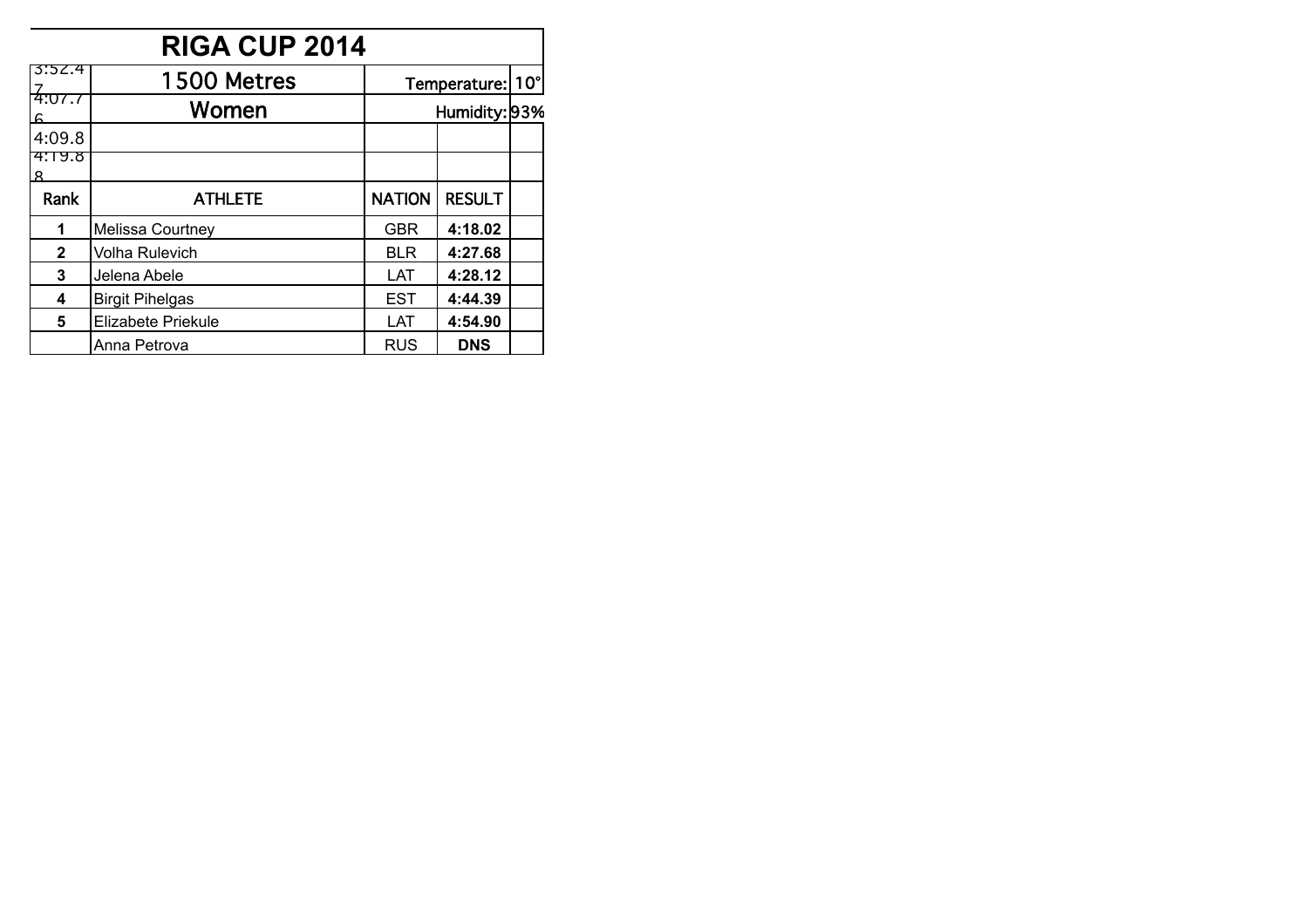# RIGA CUP 2014

| 3:52.47 | 1500 Metres | Temperature: | | 10° |
|---|---|---|---|---|
| 4:07.76 | Women | Humidity: | | 93% |
| 4:09.8 | | | | |
| 4:19.88 | | | | |
| **Rank** | **ATHLETE** | **NATION** | **RESULT** | |
| **1** | Melissa Courtney | GBR | **4:18.02** | |
| **2** | Volha Rulevich | BLR | **4:27.68** | |
| **3** | Jelena Abele | LAT | **4:28.12** | |
| **4** | Birgit Pihelgas | EST | **4:44.39** | |
| **5** | Elizabete Priekule | LAT | **4:54.90** | |
| | Anna Petrova | RUS | **DNS** | |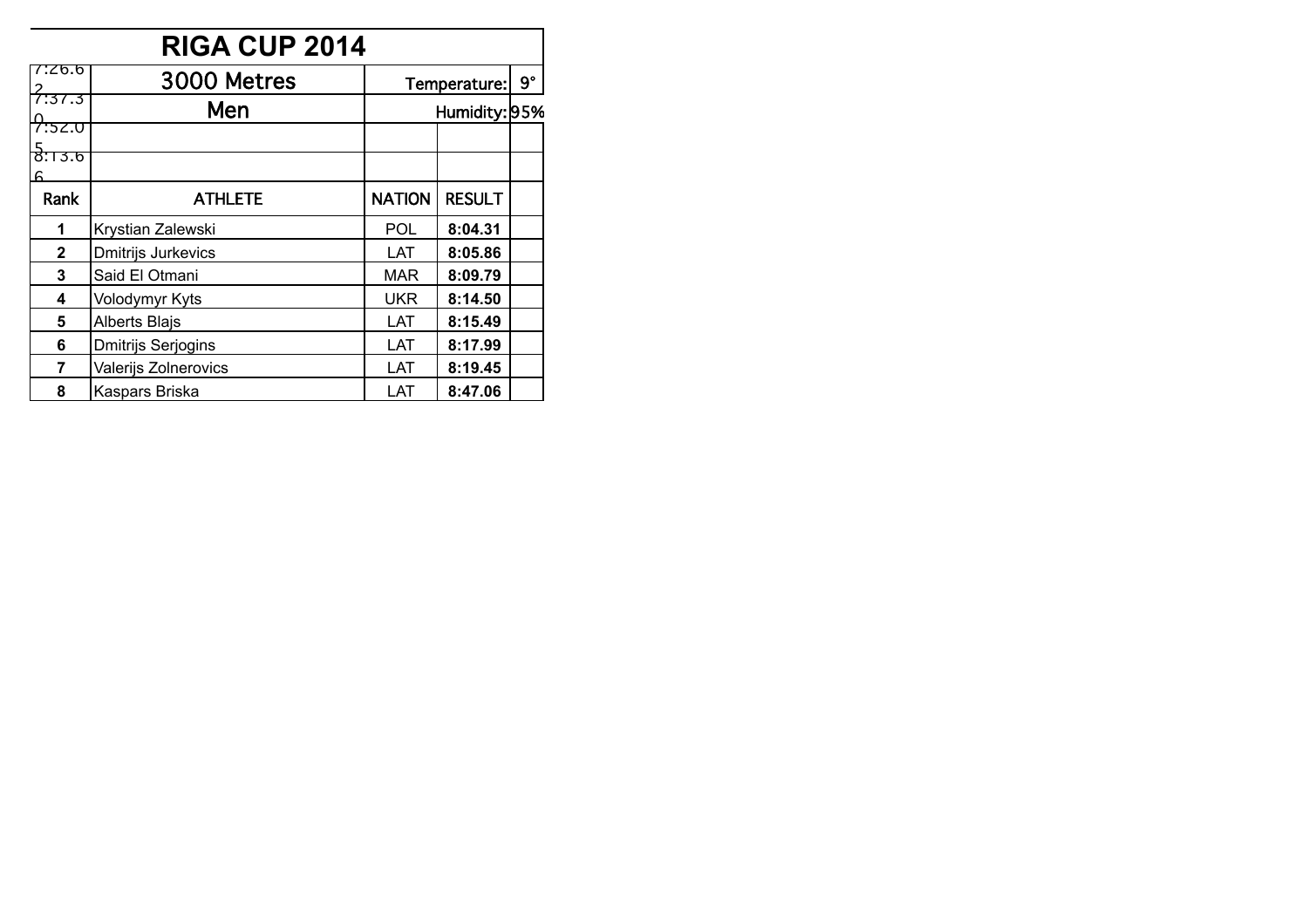# RIGA CUP 2014

| 7:26.62 | 3000 Metres | Temperature: | | 9° |
|---|---|---|---|---|
| 7:37.30 | Men | Humidity: | | 95% |
| 7:52.05 | | | | |
| 8:13.66 | | | | |
| **Rank** | **ATHLETE** | **NATION** | **RESULT** | |
| **1** | Krystian Zalewski | POL | **8:04.31** | |
| **2** | Dmitrijs Jurkevics | LAT | **8:05.86** | |
| **3** | Said El Otmani | MAR | **8:09.79** | |
| **4** | Volodymyr Kyts | UKR | **8:14.50** | |
| **5** | Alberts Blajs | LAT | **8:15.49** | |
| **6** | Dmitrijs Serjogins | LAT | **8:17.99** | |
| **7** | Valerijs Zolnerovics | LAT | **8:19.45** | |
| **8** | Kaspars Briska | LAT | **8:47.06** | |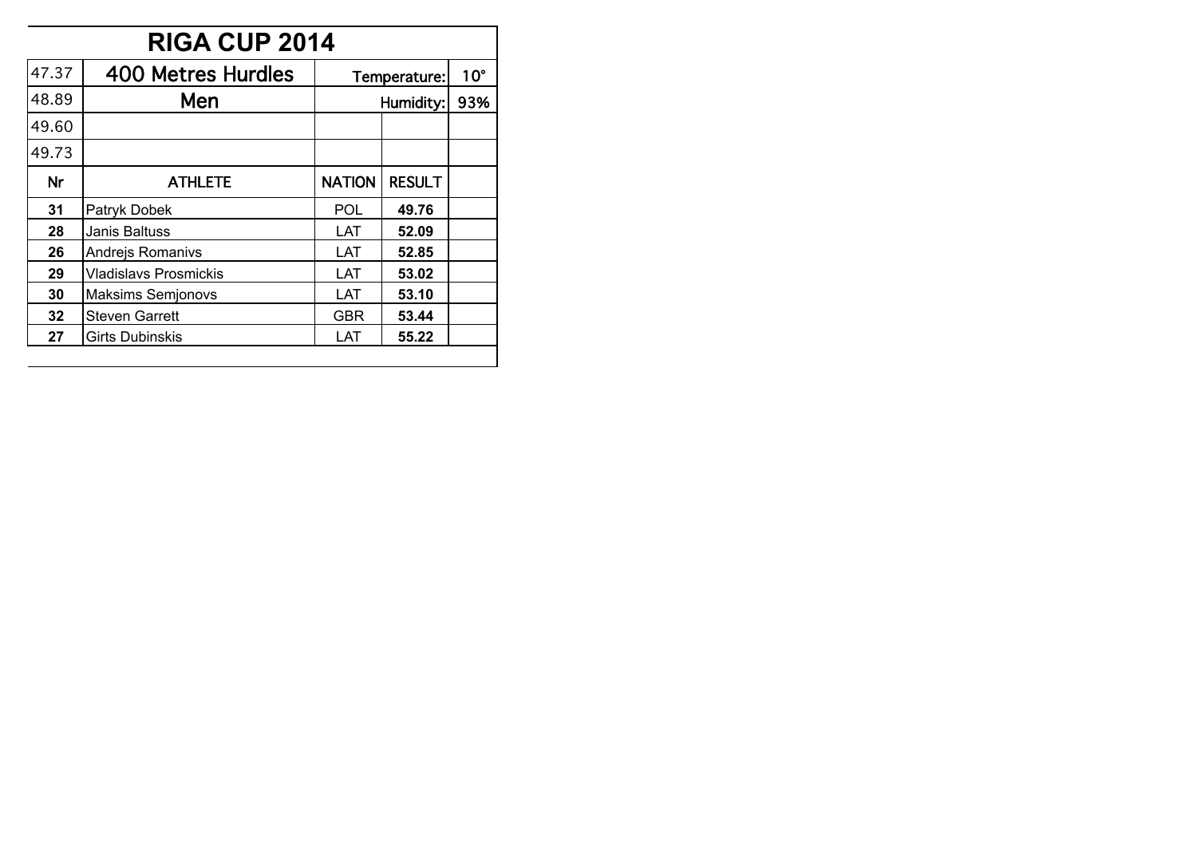# RIGA CUP 2014

| | | | | |
|---|---|---|---|---|
| 47.37 | 400 Metres Hurdles | Temperature: | | 10° |
| 48.89 | Men | Humidity: | | 93% |
| 49.60 | | | | |
| 49.73 | | | | |

| Nr | ATHLETE | NATION | RESULT | |
|---|---|---|---|---|
| **31** | Patryk Dobek | POL | **49.76** | |
| **28** | Janis Baltuss | LAT | **52.09** | |
| **26** | Andrejs Romanivs | LAT | **52.85** | |
| **29** | Vladislavs Prosmickis | LAT | **53.02** | |
| **30** | Maksims Semjonovs | LAT | **53.10** | |
| **32** | Steven Garrett | GBR | **53.44** | |
| **27** | Girts Dubinskis | LAT | **55.22** | |